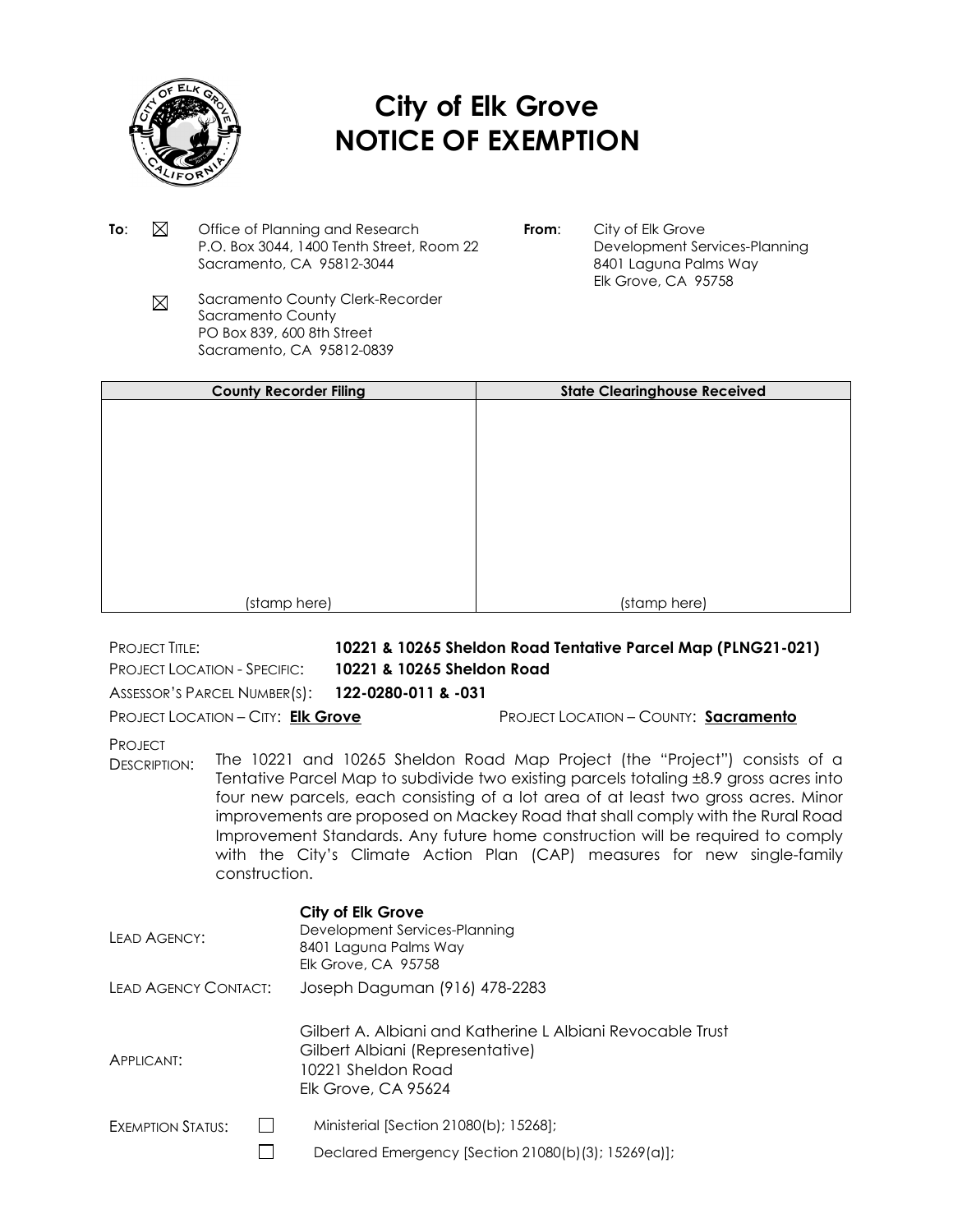# City of Elk Grove
# NOTICE OF EXEMPTION

**To**: ☒ Office of Planning and Research
P.O. Box 3044, 1400 Tenth Street, Room 22
Sacramento, CA 95812-3044

☒ Sacramento County Clerk-Recorder
Sacramento County
PO Box 839, 600 8th Street
Sacramento, CA 95812-0839

**From**: City of Elk Grove
Development Services-Planning
8401 Laguna Palms Way
Elk Grove, CA 95758

| County Recorder Filing | State Clearinghouse Received |
|---|---|
| (stamp here) | (stamp here) |

PROJECT TITLE: **10221 & 10265 Sheldon Road Tentative Parcel Map (PLNG21-021)**

PROJECT LOCATION - SPECIFIC: **10221 & 10265 Sheldon Road**

ASSESSOR'S PARCEL NUMBER(S): **122-0280-011 & -031**

PROJECT LOCATION – CITY: **Elk Grove** PROJECT LOCATION – COUNTY: **Sacramento**

PROJECT DESCRIPTION: The 10221 and 10265 Sheldon Road Map Project (the "Project") consists of a Tentative Parcel Map to subdivide two existing parcels totaling ±8.9 gross acres into four new parcels, each consisting of a lot area of at least two gross acres. Minor improvements are proposed on Mackey Road that shall comply with the Rural Road Improvement Standards. Any future home construction will be required to comply with the City's Climate Action Plan (CAP) measures for new single-family construction.

LEAD AGENCY: **City of Elk Grove**
Development Services-Planning
8401 Laguna Palms Way
Elk Grove, CA 95758

LEAD AGENCY CONTACT: Joseph Daguman (916) 478-2283

APPLICANT: Gilbert A. Albiani and Katherine L Albiani Revocable Trust
Gilbert Albiani (Representative)
10221 Sheldon Road
Elk Grove, CA 95624

EXEMPTION STATUS:

☐ Ministerial [Section 21080(b); 15268];

☐ Declared Emergency [Section 21080(b)(3); 15269(a)];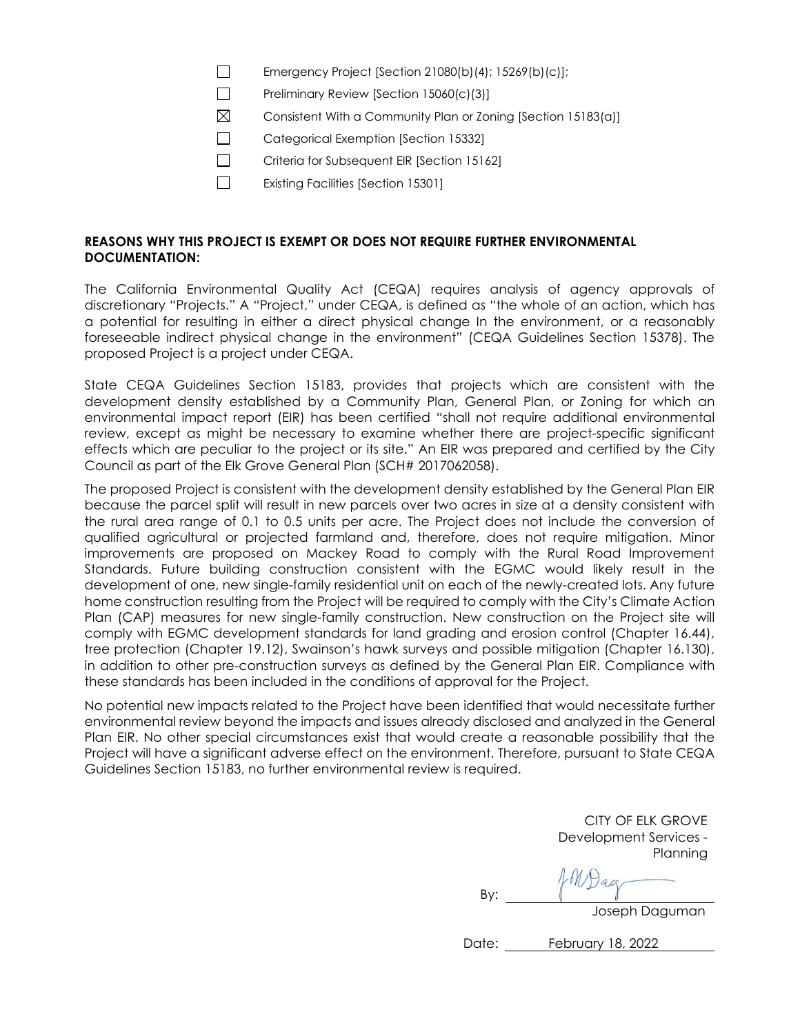- ☐ Emergency Project [Section 21080(b)(4); 15269(b)(c)];
- ☐ Preliminary Review [Section 15060(c)(3)]
- ☒ Consistent With a Community Plan or Zoning [Section 15183(a)]
- ☐ Categorical Exemption [Section 15332]
- ☐ Criteria for Subsequent EIR [Section 15162]
- ☐ Existing Facilities [Section 15301]

**REASONS WHY THIS PROJECT IS EXEMPT OR DOES NOT REQUIRE FURTHER ENVIRONMENTAL DOCUMENTATION:**

The California Environmental Quality Act (CEQA) requires analysis of agency approvals of discretionary "Projects." A "Project," under CEQA, is defined as "the whole of an action, which has a potential for resulting in either a direct physical change In the environment, or a reasonably foreseeable indirect physical change in the environment" (CEQA Guidelines Section 15378). The proposed Project is a project under CEQA.

State CEQA Guidelines Section 15183, provides that projects which are consistent with the development density established by a Community Plan, General Plan, or Zoning for which an environmental impact report (EIR) has been certified "shall not require additional environmental review, except as might be necessary to examine whether there are project-specific significant effects which are peculiar to the project or its site." An EIR was prepared and certified by the City Council as part of the Elk Grove General Plan (SCH# 2017062058).

The proposed Project is consistent with the development density established by the General Plan EIR because the parcel split will result in new parcels over two acres in size at a density consistent with the rural area range of 0.1 to 0.5 units per acre. The Project does not include the conversion of qualified agricultural or projected farmland and, therefore, does not require mitigation. Minor improvements are proposed on Mackey Road to comply with the Rural Road Improvement Standards. Future building construction consistent with the EGMC would likely result in the development of one, new single-family residential unit on each of the newly-created lots. Any future home construction resulting from the Project will be required to comply with the City's Climate Action Plan (CAP) measures for new single-family construction. New construction on the Project site will comply with EGMC development standards for land grading and erosion control (Chapter 16.44), tree protection (Chapter 19.12), Swainson's hawk surveys and possible mitigation (Chapter 16.130), in addition to other pre-construction surveys as defined by the General Plan EIR. Compliance with these standards has been included in the conditions of approval for the Project.

No potential new impacts related to the Project have been identified that would necessitate further environmental review beyond the impacts and issues already disclosed and analyzed in the General Plan EIR. No other special circumstances exist that would create a reasonable possibility that the Project will have a significant adverse effect on the environment. Therefore, pursuant to State CEQA Guidelines Section 15183, no further environmental review is required.

CITY OF ELK GROVE
Development Services - Planning

By: Joseph Daguman

Date: February 18, 2022